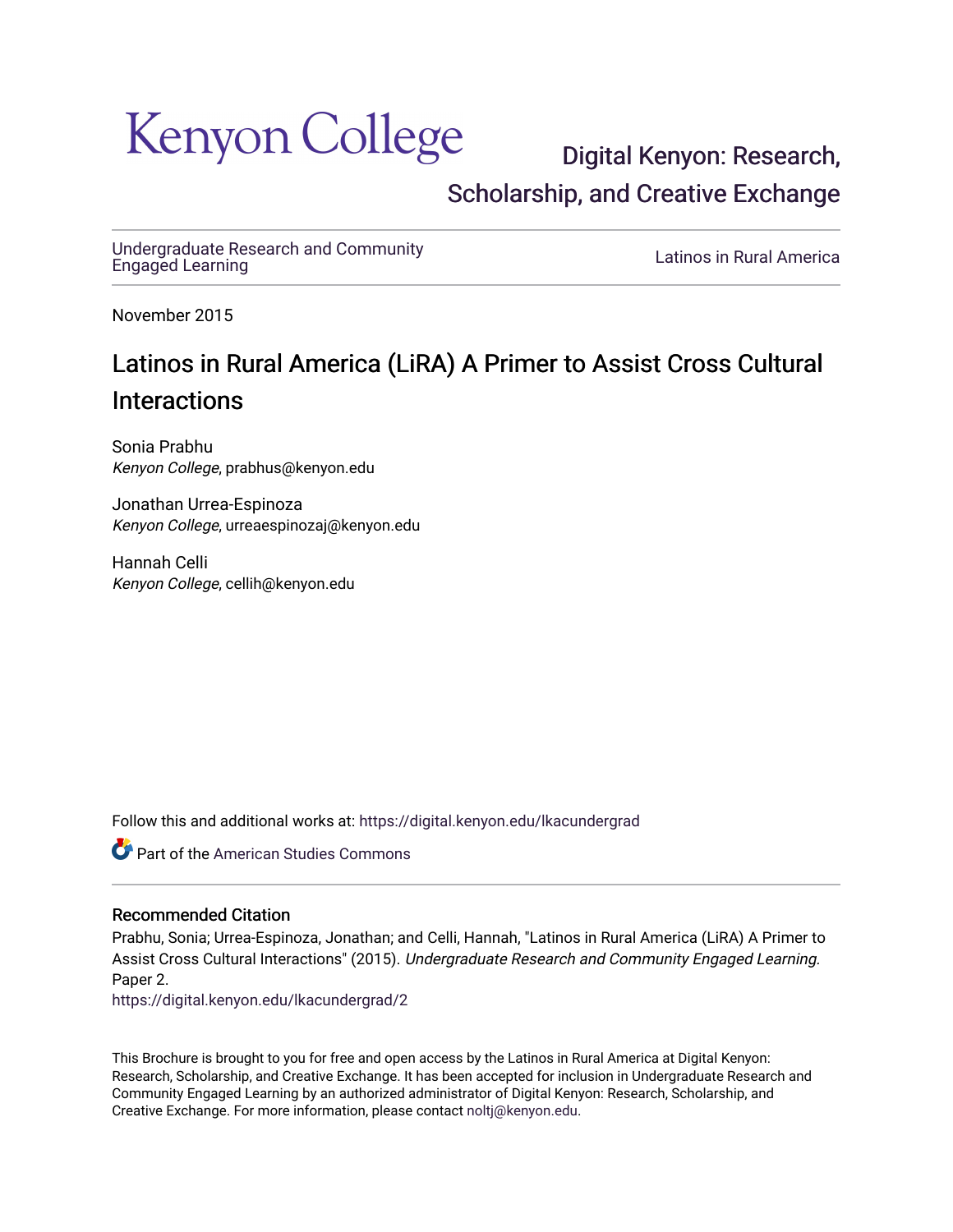Kenyon College

Digital Kenyon: Research, Scholarship, and Creative Exchange

Undergraduate Research and Community Engaged Learning | Latinos in Rural America

November 2015

# Latinos in Rural America (LiRA) A Primer to Assist Cross Cultural Interactions

Sonia Prabhu
*Kenyon College*, prabhus@kenyon.edu

Jonathan Urrea-Espinoza
*Kenyon College*, urreaespinozaj@kenyon.edu

Hannah Celli
*Kenyon College*, cellih@kenyon.edu

Follow this and additional works at: https://digital.kenyon.edu/lkacundergrad

Part of the American Studies Commons

## Recommended Citation

Prabhu, Sonia; Urrea-Espinoza, Jonathan; and Celli, Hannah, "Latinos in Rural America (LiRA) A Primer to Assist Cross Cultural Interactions" (2015). *Undergraduate Research and Community Engaged Learning.* Paper 2.
https://digital.kenyon.edu/lkacundergrad/2

This Brochure is brought to you for free and open access by the Latinos in Rural America at Digital Kenyon: Research, Scholarship, and Creative Exchange. It has been accepted for inclusion in Undergraduate Research and Community Engaged Learning by an authorized administrator of Digital Kenyon: Research, Scholarship, and Creative Exchange. For more information, please contact noltj@kenyon.edu.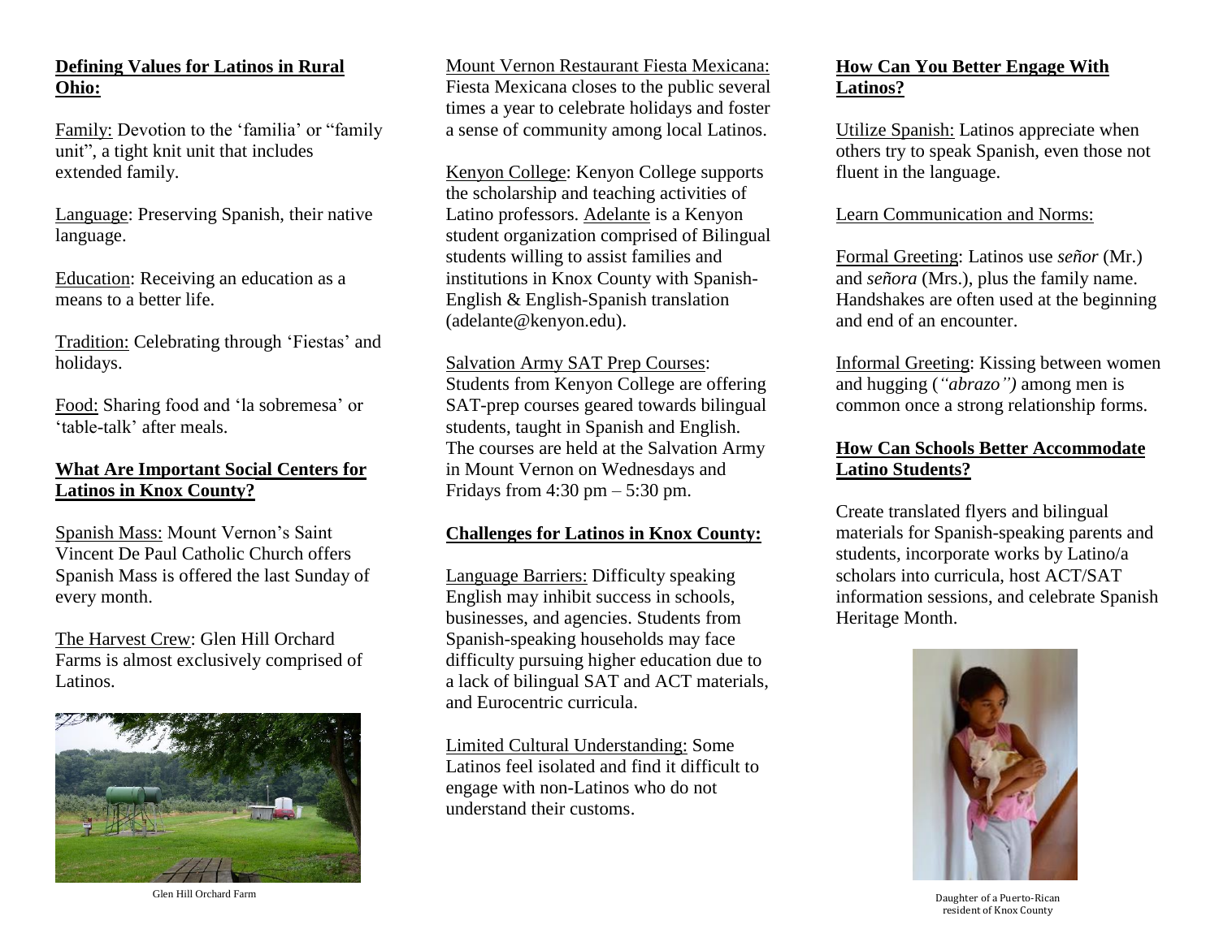## Defining Values for Latinos in Rural Ohio:

Family: Devotion to the 'familia' or "family unit", a tight knit unit that includes extended family.

Language: Preserving Spanish, their native language.

Education: Receiving an education as a means to a better life.

Tradition: Celebrating through 'Fiestas' and holidays.

Food: Sharing food and 'la sobremesa' or 'table-talk' after meals.

## What Are Important Social Centers for Latinos in Knox County?

Spanish Mass: Mount Vernon's Saint Vincent De Paul Catholic Church offers Spanish Mass is offered the last Sunday of every month.

The Harvest Crew: Glen Hill Orchard Farms is almost exclusively comprised of Latinos.

Glen Hill Orchard Farm

Mount Vernon Restaurant Fiesta Mexicana: Fiesta Mexicana closes to the public several times a year to celebrate holidays and foster a sense of community among local Latinos.

Kenyon College: Kenyon College supports the scholarship and teaching activities of Latino professors. Adelante is a Kenyon student organization comprised of Bilingual students willing to assist families and institutions in Knox County with Spanish-English & English-Spanish translation (adelante@kenyon.edu).

Salvation Army SAT Prep Courses: Students from Kenyon College are offering SAT-prep courses geared towards bilingual students, taught in Spanish and English. The courses are held at the Salvation Army in Mount Vernon on Wednesdays and Fridays from 4:30 pm – 5:30 pm.

## Challenges for Latinos in Knox County:

Language Barriers: Difficulty speaking English may inhibit success in schools, businesses, and agencies. Students from Spanish-speaking households may face difficulty pursuing higher education due to a lack of bilingual SAT and ACT materials, and Eurocentric curricula.

Limited Cultural Understanding: Some Latinos feel isolated and find it difficult to engage with non-Latinos who do not understand their customs.

## How Can You Better Engage With Latinos?

Utilize Spanish: Latinos appreciate when others try to speak Spanish, even those not fluent in the language.

Learn Communication and Norms:

Formal Greeting: Latinos use *señor* (Mr.) and *señora* (Mrs.), plus the family name. Handshakes are often used at the beginning and end of an encounter.

Informal Greeting: Kissing between women and hugging (*"abrazo")* among men is common once a strong relationship forms.

## How Can Schools Better Accommodate Latino Students?

Create translated flyers and bilingual materials for Spanish-speaking parents and students, incorporate works by Latino/a scholars into curricula, host ACT/SAT information sessions, and celebrate Spanish Heritage Month.

Daughter of a Puerto-Rican resident of Knox County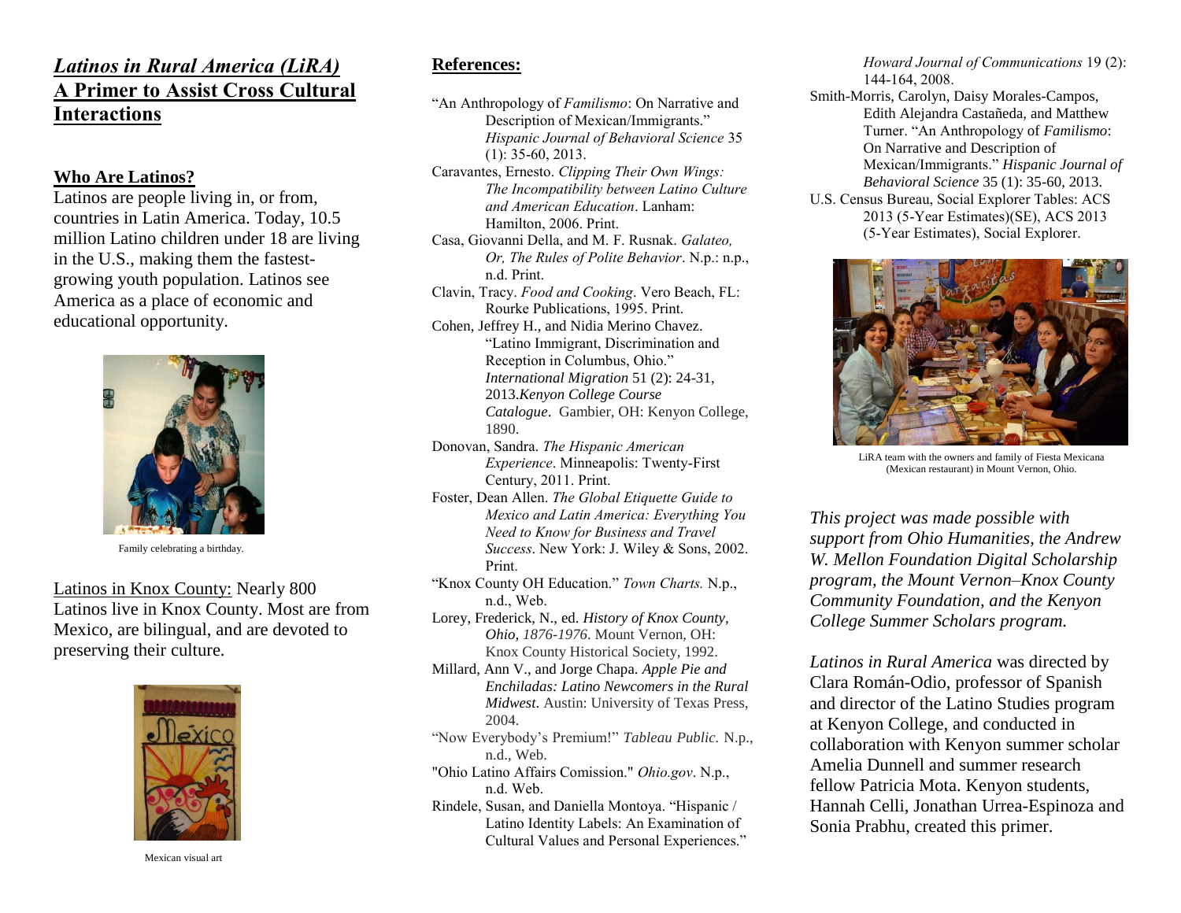## *Latinos in Rural America (LiRA)* A Primer to Assist Cross Cultural Interactions

### Who Are Latinos?

Latinos are people living in, or from, countries in Latin America. Today, 10.5 million Latino children under 18 are living in the U.S., making them the fastest-growing youth population. Latinos see America as a place of economic and educational opportunity.

Family celebrating a birthday.

Latinos in Knox County: Nearly 800 Latinos live in Knox County. Most are from Mexico, are bilingual, and are devoted to preserving their culture.

Mexican visual art

### References:

"An Anthropology of *Familismo*: On Narrative and Description of Mexican/Immigrants." *Hispanic Journal of Behavioral Science* 35 (1): 35-60, 2013.

Caravantes, Ernesto. *Clipping Their Own Wings: The Incompatibility between Latino Culture and American Education*. Lanham: Hamilton, 2006. Print.

Casa, Giovanni Della, and M. F. Rusnak. *Galateo, Or, The Rules of Polite Behavior*. N.p.: n.p., n.d. Print.

Clavin, Tracy. *Food and Cooking*. Vero Beach, FL: Rourke Publications, 1995. Print.

Cohen, Jeffrey H., and Nidia Merino Chavez. "Latino Immigrant, Discrimination and Reception in Columbus, Ohio." *International Migration* 51 (2): 24-31, 2013.*Kenyon College Course Catalogue*. Gambier, OH: Kenyon College, 1890.

Donovan, Sandra. *The Hispanic American Experience*. Minneapolis: Twenty-First Century, 2011. Print.

Foster, Dean Allen. *The Global Etiquette Guide to Mexico and Latin America: Everything You Need to Know for Business and Travel Success*. New York: J. Wiley & Sons, 2002. Print.

"Knox County OH Education." *Town Charts.* N.p., n.d., Web.

Lorey, Frederick, N., ed. *History of Knox County, Ohio, 1876-1976*. Mount Vernon, OH: Knox County Historical Society, 1992.

Millard, Ann V., and Jorge Chapa. *Apple Pie and Enchiladas: Latino Newcomers in the Rural Midwest*. Austin: University of Texas Press, 2004.

"Now Everybody's Premium!" *Tableau Public.* N.p., n.d., Web.

"Ohio Latino Affairs Comission." *Ohio.gov*. N.p., n.d. Web.

Rindele, Susan, and Daniella Montoya. "Hispanic / Latino Identity Labels: An Examination of Cultural Values and Personal Experiences." *Howard Journal of Communications* 19 (2): 144-164, 2008.

Smith-Morris, Carolyn, Daisy Morales-Campos, Edith Alejandra Castañeda, and Matthew Turner. "An Anthropology of *Familismo*: On Narrative and Description of Mexican/Immigrants." *Hispanic Journal of Behavioral Science* 35 (1): 35-60, 2013.

U.S. Census Bureau, Social Explorer Tables: ACS 2013 (5-Year Estimates)(SE), ACS 2013 (5-Year Estimates), Social Explorer.

LiRA team with the owners and family of Fiesta Mexicana (Mexican restaurant) in Mount Vernon, Ohio.

*This project was made possible with support from Ohio Humanities, the Andrew W. Mellon Foundation Digital Scholarship program, the Mount Vernon–Knox County Community Foundation, and the Kenyon College Summer Scholars program.*

*Latinos in Rural America* was directed by Clara Román-Odio, professor of Spanish and director of the Latino Studies program at Kenyon College, and conducted in collaboration with Kenyon summer scholar Amelia Dunnell and summer research fellow Patricia Mota. Kenyon students, Hannah Celli, Jonathan Urrea-Espinoza and Sonia Prabhu, created this primer.